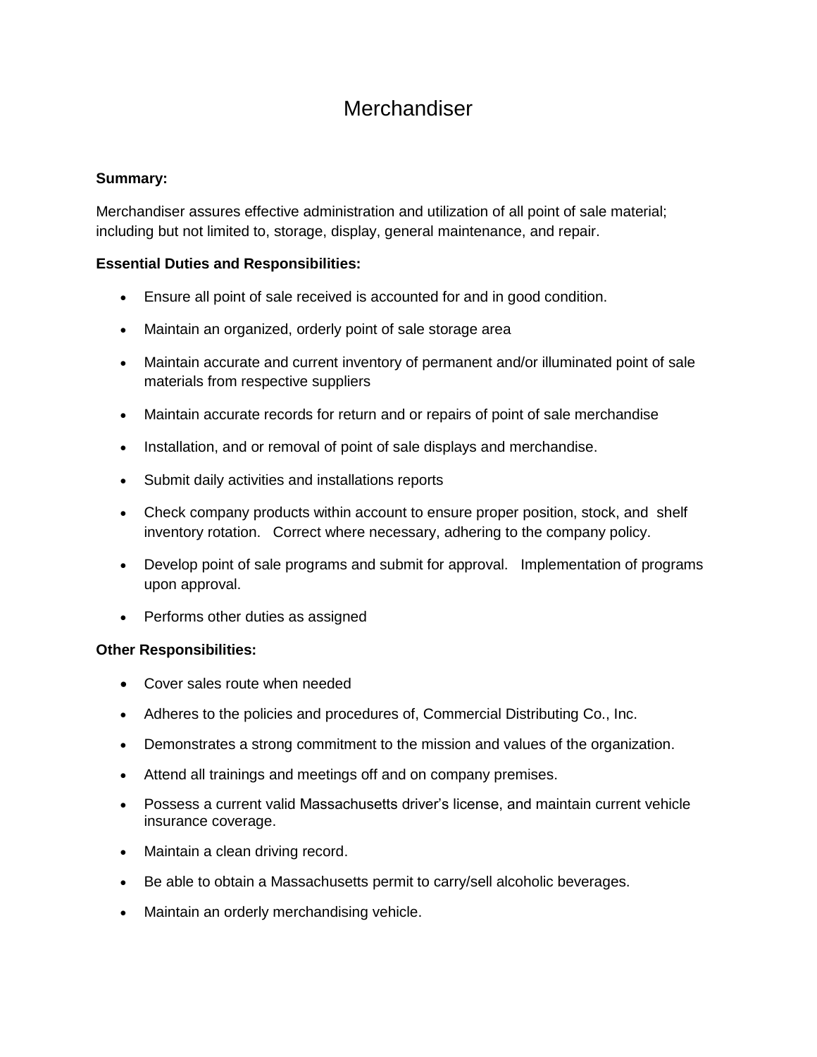# Merchandiser

**Summary:**

Merchandiser assures effective administration and utilization of all point of sale material; including but not limited to, storage, display, general maintenance, and repair.

**Essential Duties and Responsibilities:**

- Ensure all point of sale received is accounted for and in good condition.
- Maintain an organized, orderly point of sale storage area
- Maintain accurate and current inventory of permanent and/or illuminated point of sale materials from respective suppliers
- Maintain accurate records for return and or repairs of point of sale merchandise
- Installation, and or removal of point of sale displays and merchandise.
- Submit daily activities and installations reports
- Check company products within account to ensure proper position, stock, and shelf inventory rotation. Correct where necessary, adhering to the company policy.
- Develop point of sale programs and submit for approval. Implementation of programs upon approval.
- Performs other duties as assigned

**Other Responsibilities:**

- Cover sales route when needed
- Adheres to the policies and procedures of, Commercial Distributing Co., Inc.
- Demonstrates a strong commitment to the mission and values of the organization.
- Attend all trainings and meetings off and on company premises.
- Possess a current valid Massachusetts driver's license, and maintain current vehicle insurance coverage.
- Maintain a clean driving record.
- Be able to obtain a Massachusetts permit to carry/sell alcoholic beverages.
- Maintain an orderly merchandising vehicle.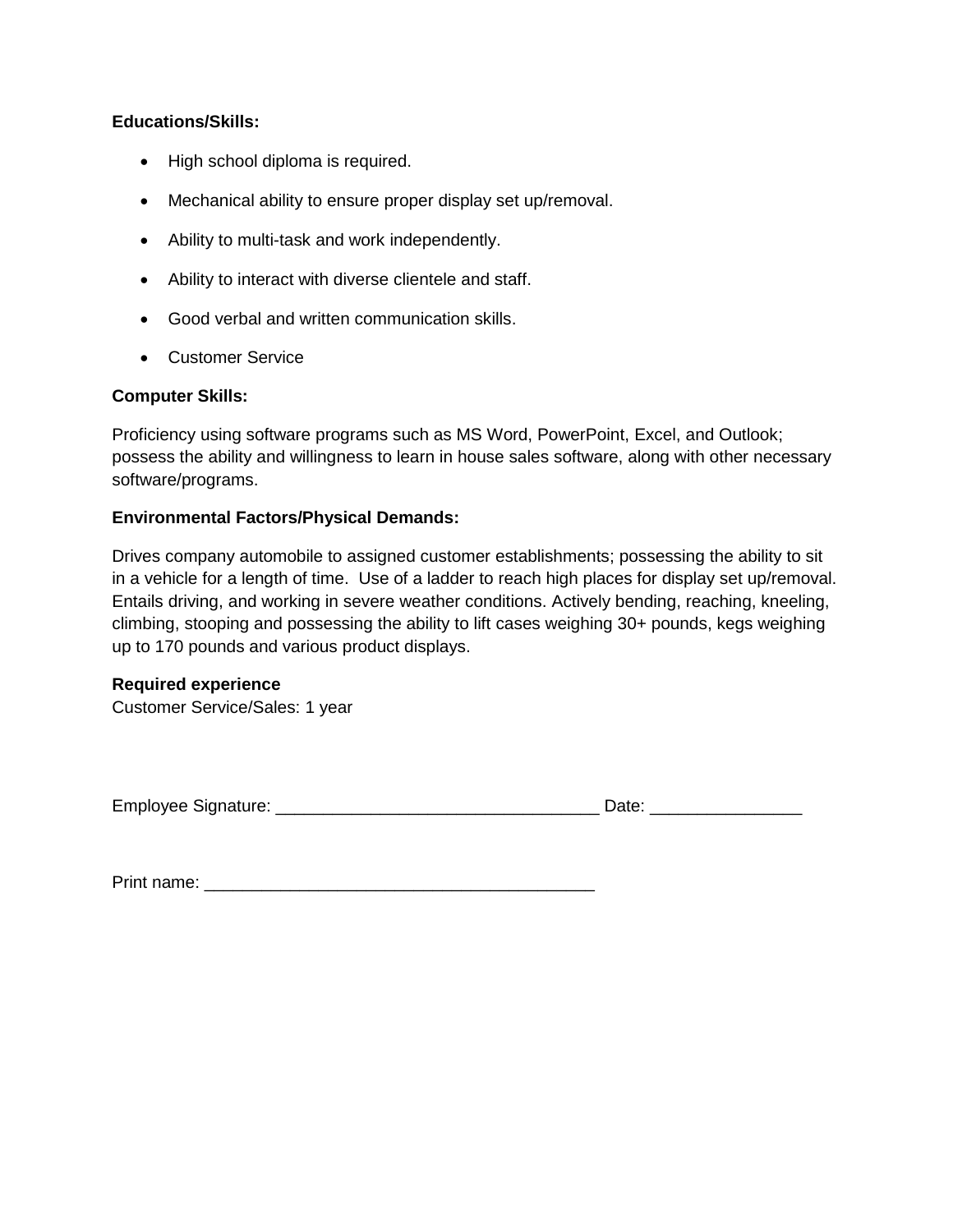**Educations/Skills:**

- High school diploma is required.
- Mechanical ability to ensure proper display set up/removal.
- Ability to multi-task and work independently.
- Ability to interact with diverse clientele and staff.
- Good verbal and written communication skills.
- Customer Service

**Computer Skills:**

Proficiency using software programs such as MS Word, PowerPoint, Excel, and Outlook; possess the ability and willingness to learn in house sales software, along with other necessary software/programs.

**Environmental Factors/Physical Demands:**

Drives company automobile to assigned customer establishments; possessing the ability to sit in a vehicle for a length of time. Use of a ladder to reach high places for display set up/removal. Entails driving, and working in severe weather conditions. Actively bending, reaching, kneeling, climbing, stooping and possessing the ability to lift cases weighing 30+ pounds, kegs weighing up to 170 pounds and various product displays.

**Required experience**
Customer Service/Sales: 1 year

Employee Signature: _________________________________ Date: ________________

Print name: _________________________________________